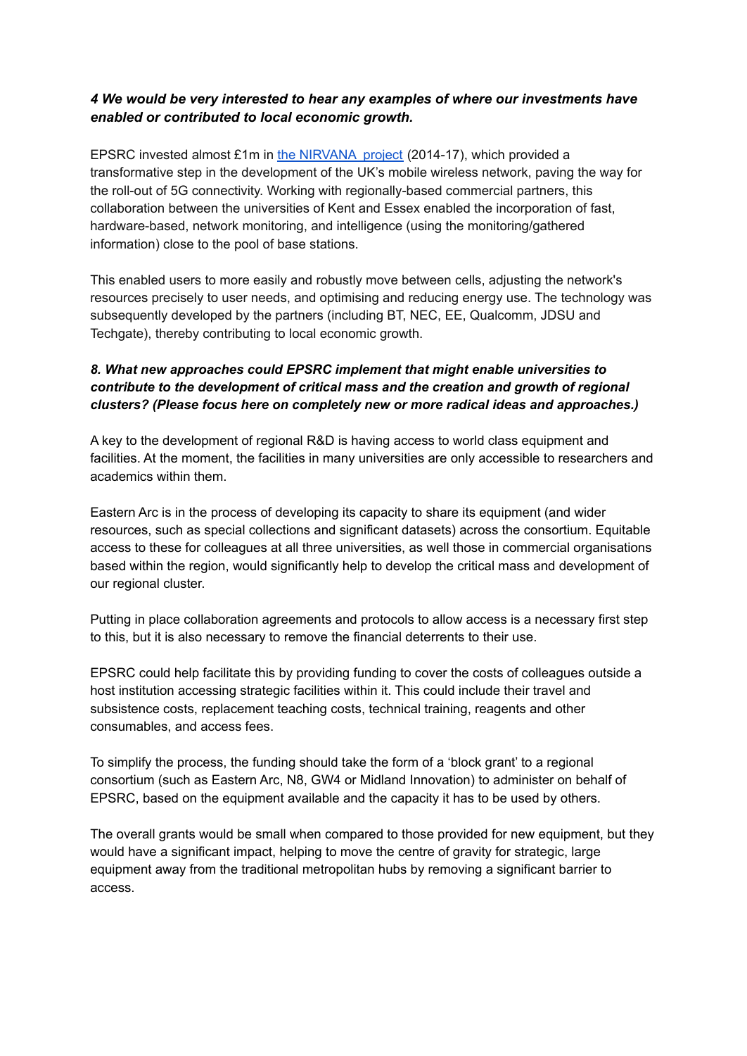***4 We would be very interested to hear any examples of where our investments have enabled or contributed to local economic growth.***

EPSRC invested almost £1m in the NIRVANA project (2014-17), which provided a transformative step in the development of the UK's mobile wireless network, paving the way for the roll-out of 5G connectivity. Working with regionally-based commercial partners, this collaboration between the universities of Kent and Essex enabled the incorporation of fast, hardware-based, network monitoring, and intelligence (using the monitoring/gathered information) close to the pool of base stations.

This enabled users to more easily and robustly move between cells, adjusting the network's resources precisely to user needs, and optimising and reducing energy use. The technology was subsequently developed by the partners (including BT, NEC, EE, Qualcomm, JDSU and Techgate), thereby contributing to local economic growth.

***8. What new approaches could EPSRC implement that might enable universities to contribute to the development of critical mass and the creation and growth of regional clusters? (Please focus here on completely new or more radical ideas and approaches.)***

A key to the development of regional R&D is having access to world class equipment and facilities. At the moment, the facilities in many universities are only accessible to researchers and academics within them.

Eastern Arc is in the process of developing its capacity to share its equipment (and wider resources, such as special collections and significant datasets) across the consortium. Equitable access to these for colleagues at all three universities, as well those in commercial organisations based within the region, would significantly help to develop the critical mass and development of our regional cluster.

Putting in place collaboration agreements and protocols to allow access is a necessary first step to this, but it is also necessary to remove the financial deterrents to their use.

EPSRC could help facilitate this by providing funding to cover the costs of colleagues outside a host institution accessing strategic facilities within it. This could include their travel and subsistence costs, replacement teaching costs, technical training, reagents and other consumables, and access fees.

To simplify the process, the funding should take the form of a 'block grant' to a regional consortium (such as Eastern Arc, N8, GW4 or Midland Innovation) to administer on behalf of EPSRC, based on the equipment available and the capacity it has to be used by others.

The overall grants would be small when compared to those provided for new equipment, but they would have a significant impact, helping to move the centre of gravity for strategic, large equipment away from the traditional metropolitan hubs by removing a significant barrier to access.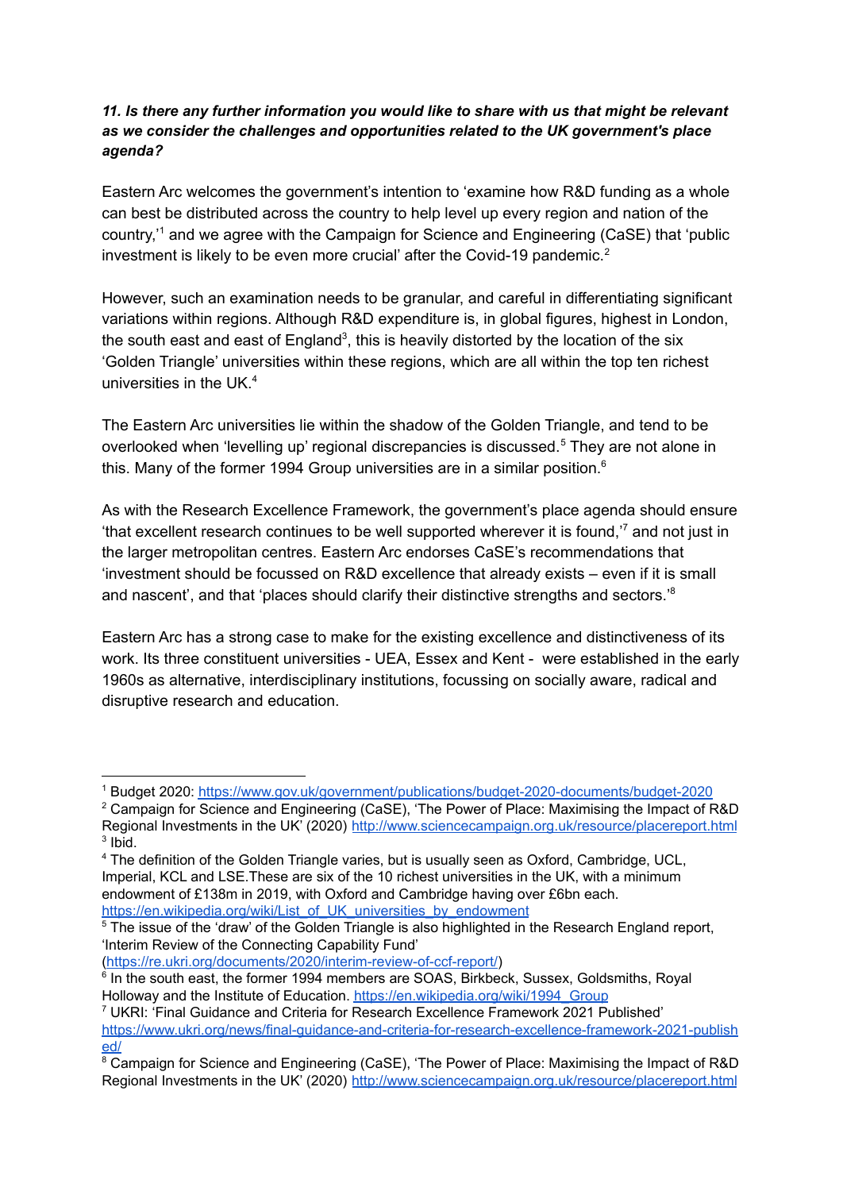***11. Is there any further information you would like to share with us that might be relevant as we consider the challenges and opportunities related to the UK government's place agenda?***

Eastern Arc welcomes the government's intention to 'examine how R&D funding as a whole can best be distributed across the country to help level up every region and nation of the country,'[1] and we agree with the Campaign for Science and Engineering (CaSE) that 'public investment is likely to be even more crucial' after the Covid-19 pandemic.[2]

However, such an examination needs to be granular, and careful in differentiating significant variations within regions. Although R&D expenditure is, in global figures, highest in London, the south east and east of England[3], this is heavily distorted by the location of the six 'Golden Triangle' universities within these regions, which are all within the top ten richest universities in the UK.[4]

The Eastern Arc universities lie within the shadow of the Golden Triangle, and tend to be overlooked when 'levelling up' regional discrepancies is discussed.[5] They are not alone in this. Many of the former 1994 Group universities are in a similar position.[6]

As with the Research Excellence Framework, the government's place agenda should ensure 'that excellent research continues to be well supported wherever it is found,'[7] and not just in the larger metropolitan centres. Eastern Arc endorses CaSE's recommendations that 'investment should be focussed on R&D excellence that already exists – even if it is small and nascent', and that 'places should clarify their distinctive strengths and sectors.'[8]

Eastern Arc has a strong case to make for the existing excellence and distinctiveness of its work. Its three constituent universities - UEA, Essex and Kent - were established in the early 1960s as alternative, interdisciplinary institutions, focussing on socially aware, radical and disruptive research and education.

---

[1] Budget 2020: https://www.gov.uk/government/publications/budget-2020-documents/budget-2020

[2] Campaign for Science and Engineering (CaSE), 'The Power of Place: Maximising the Impact of R&D Regional Investments in the UK' (2020) http://www.sciencecampaign.org.uk/resource/placereport.html

[3] Ibid.

[4] The definition of the Golden Triangle varies, but is usually seen as Oxford, Cambridge, UCL, Imperial, KCL and LSE.These are six of the 10 richest universities in the UK, with a minimum endowment of £138m in 2019, with Oxford and Cambridge having over £6bn each. https://en.wikipedia.org/wiki/List_of_UK_universities_by_endowment

[5] The issue of the 'draw' of the Golden Triangle is also highlighted in the Research England report, 'Interim Review of the Connecting Capability Fund' (https://re.ukri.org/documents/2020/interim-review-of-ccf-report/)

[6] In the south east, the former 1994 members are SOAS, Birkbeck, Sussex, Goldsmiths, Royal Holloway and the Institute of Education. https://en.wikipedia.org/wiki/1994_Group

[7] UKRI: 'Final Guidance and Criteria for Research Excellence Framework 2021 Published' https://www.ukri.org/news/final-guidance-and-criteria-for-research-excellence-framework-2021-published/

[8] Campaign for Science and Engineering (CaSE), 'The Power of Place: Maximising the Impact of R&D Regional Investments in the UK' (2020) http://www.sciencecampaign.org.uk/resource/placereport.html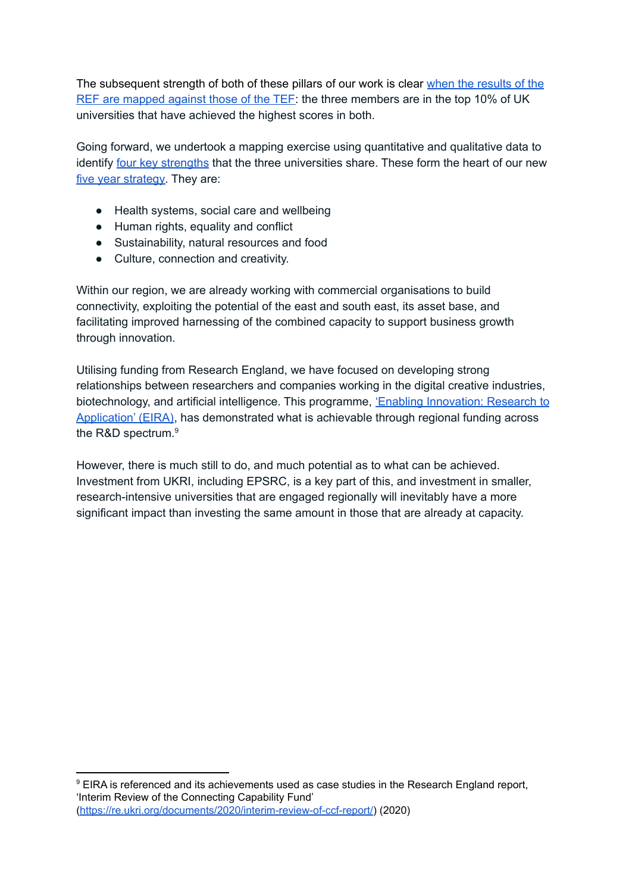The subsequent strength of both of these pillars of our work is clear when the results of the REF are mapped against those of the TEF: the three members are in the top 10% of UK universities that have achieved the highest scores in both.

Going forward, we undertook a mapping exercise using quantitative and qualitative data to identify four key strengths that the three universities share. These form the heart of our new five year strategy. They are:

- Health systems, social care and wellbeing
- Human rights, equality and conflict
- Sustainability, natural resources and food
- Culture, connection and creativity.

Within our region, we are already working with commercial organisations to build connectivity, exploiting the potential of the east and south east, its asset base, and facilitating improved harnessing of the combined capacity to support business growth through innovation.

Utilising funding from Research England, we have focused on developing strong relationships between researchers and companies working in the digital creative industries, biotechnology, and artificial intelligence. This programme, 'Enabling Innovation: Research to Application' (EIRA), has demonstrated what is achievable through regional funding across the R&D spectrum.[9]

However, there is much still to do, and much potential as to what can be achieved. Investment from UKRI, including EPSRC, is a key part of this, and investment in smaller, research-intensive universities that are engaged regionally will inevitably have a more significant impact than investing the same amount in those that are already at capacity.

---

[9] EIRA is referenced and its achievements used as case studies in the Research England report, 'Interim Review of the Connecting Capability Fund' (https://re.ukri.org/documents/2020/interim-review-of-ccf-report/) (2020)